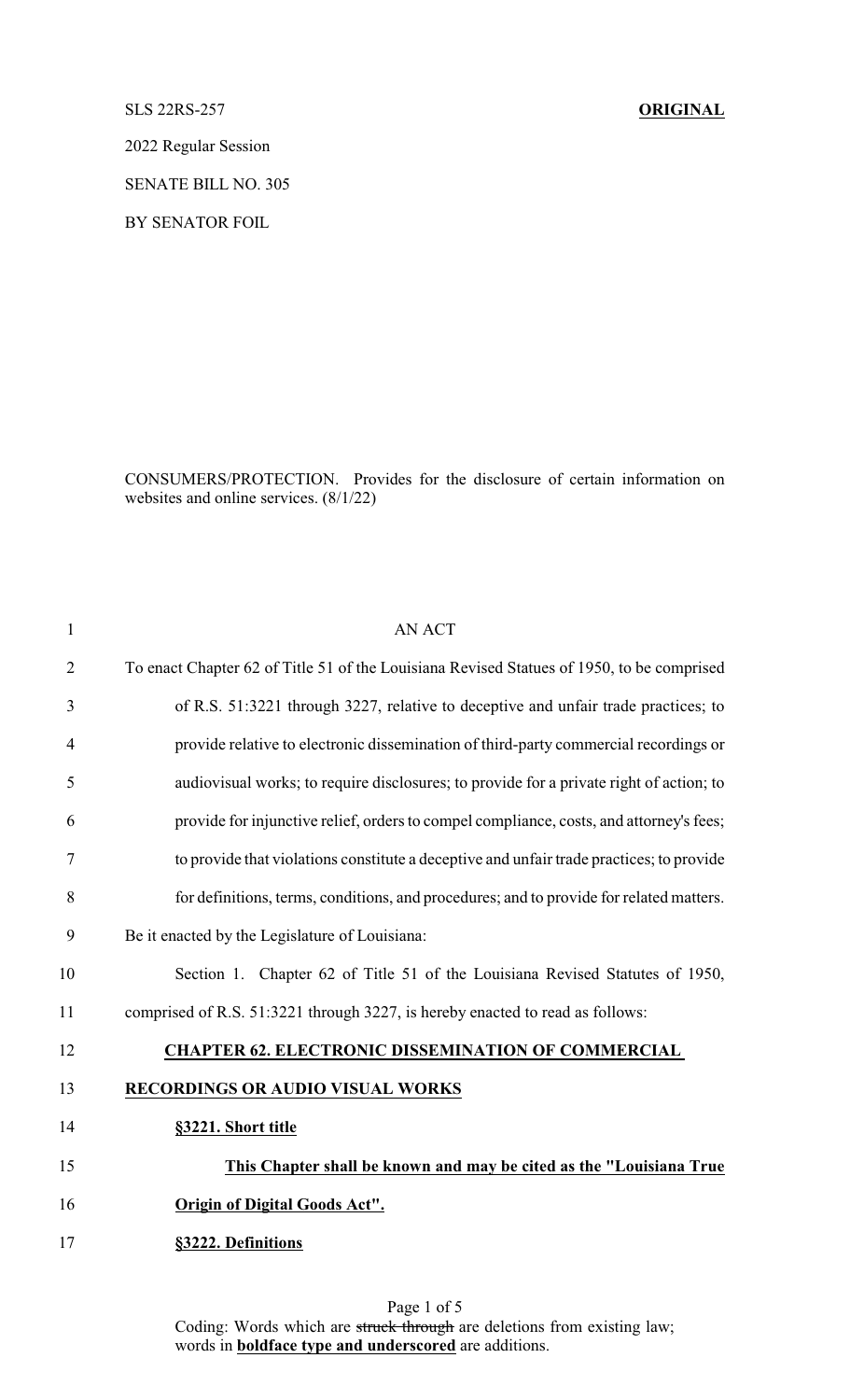SLS 22RS-257 **ORIGINAL**

2022 Regular Session

SENATE BILL NO. 305

BY SENATOR FOIL

CONSUMERS/PROTECTION. Provides for the disclosure of certain information on websites and online services. (8/1/22)

AN ACT

To enact Chapter 62 of Title 51 of the Louisiana Revised Statues of 1950, to be comprised of R.S. 51:3221 through 3227, relative to deceptive and unfair trade practices; to provide relative to electronic dissemination of third-party commercial recordings or audiovisual works; to require disclosures; to provide for a private right of action; to provide for injunctive relief, orders to compel compliance, costs, and attorney's fees; to provide that violations constitute a deceptive and unfair trade practices; to provide for definitions, terms, conditions, and procedures; and to provide for related matters.

Be it enacted by the Legislature of Louisiana:

Section 1. Chapter 62 of Title 51 of the Louisiana Revised Statutes of 1950, comprised of R.S. 51:3221 through 3227, is hereby enacted to read as follows:

**CHAPTER 62. ELECTRONIC DISSEMINATION OF COMMERCIAL RECORDINGS OR AUDIO VISUAL WORKS**

**§3221. Short title**

**This Chapter shall be known and may be cited as the "Louisiana True Origin of Digital Goods Act".**

**§3222. Definitions**

Coding: Words which are ~~struck through~~ are deletions from existing law; words in **boldface type and underscored** are additions.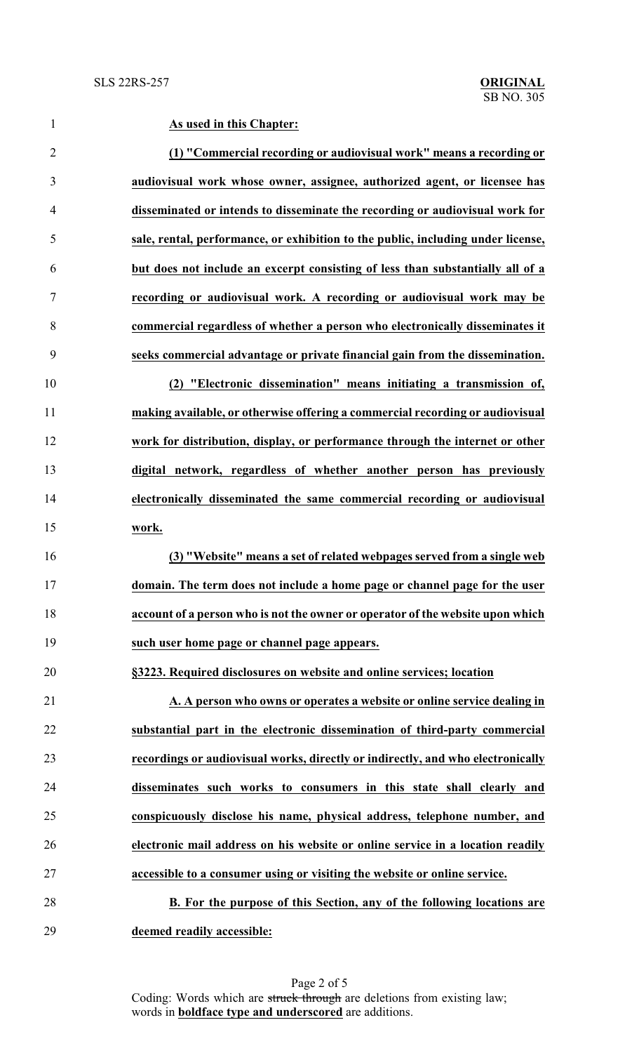**As used in this Chapter:**

**(1) "Commercial recording or audiovisual work" means a recording or audiovisual work whose owner, assignee, authorized agent, or licensee has disseminated or intends to disseminate the recording or audiovisual work for sale, rental, performance, or exhibition to the public, including under license, but does not include an excerpt consisting of less than substantially all of a recording or audiovisual work. A recording or audiovisual work may be commercial regardless of whether a person who electronically disseminates it seeks commercial advantage or private financial gain from the dissemination.**

**(2) "Electronic dissemination" means initiating a transmission of, making available, or otherwise offering a commercial recording or audiovisual work for distribution, display, or performance through the internet or other digital network, regardless of whether another person has previously electronically disseminated the same commercial recording or audiovisual work.**

**(3) "Website" means a set of related webpages served from a single web domain. The term does not include a home page or channel page for the user account of a person who is not the owner or operator of the website upon which such user home page or channel page appears.**

**§3223. Required disclosures on website and online services; location**

**A. A person who owns or operates a website or online service dealing in substantial part in the electronic dissemination of third-party commercial recordings or audiovisual works, directly or indirectly, and who electronically disseminates such works to consumers in this state shall clearly and conspicuously disclose his name, physical address, telephone number, and electronic mail address on his website or online service in a location readily accessible to a consumer using or visiting the website or online service.**

**B. For the purpose of this Section, any of the following locations are deemed readily accessible:**

Coding: Words which are ~~struck through~~ are deletions from existing law; words in **boldface type and underscored** are additions.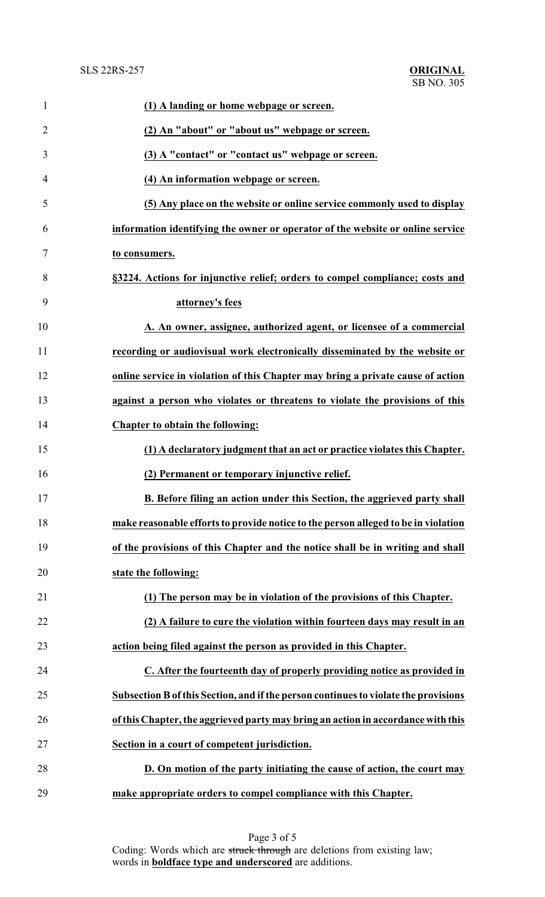**(1) A landing or home webpage or screen.**

**(2) An "about" or "about us" webpage or screen.**

**(3) A "contact" or "contact us" webpage or screen.**

**(4) An information webpage or screen.**

**(5) Any place on the website or online service commonly used to display information identifying the owner or operator of the website or online service to consumers.**

**§3224. Actions for injunctive relief; orders to compel compliance; costs and attorney's fees**

**A. An owner, assignee, authorized agent, or licensee of a commercial recording or audiovisual work electronically disseminated by the website or online service in violation of this Chapter may bring a private cause of action against a person who violates or threatens to violate the provisions of this Chapter to obtain the following:**

**(1) A declaratory judgment that an act or practice violates this Chapter.**

**(2) Permanent or temporary injunctive relief.**

**B. Before filing an action under this Section, the aggrieved party shall make reasonable efforts to provide notice to the person alleged to be in violation of the provisions of this Chapter and the notice shall be in writing and shall state the following:**

**(1) The person may be in violation of the provisions of this Chapter.**

**(2) A failure to cure the violation within fourteen days may result in an action being filed against the person as provided in this Chapter.**

**C. After the fourteenth day of properly providing notice as provided in Subsection B of this Section, and if the person continues to violate the provisions of this Chapter, the aggrieved party may bring an action in accordance with this Section in a court of competent jurisdiction.**

**D. On motion of the party initiating the cause of action, the court may make appropriate orders to compel compliance with this Chapter.**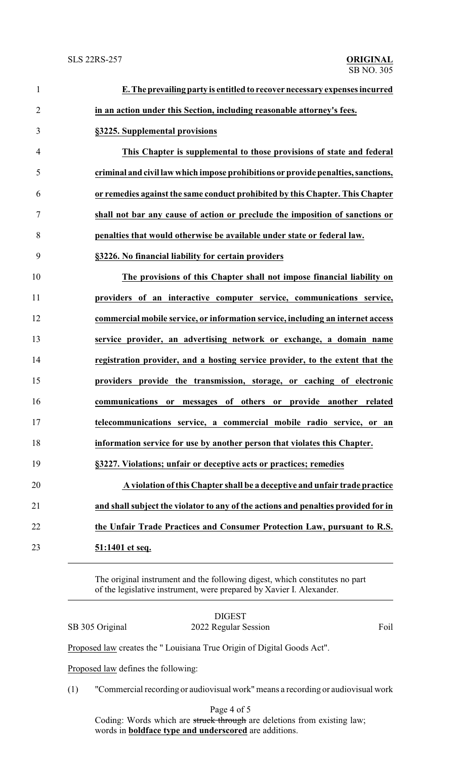**E. The prevailing party is entitled to recover necessary expenses incurred in an action under this Section, including reasonable attorney's fees.**

**§3225. Supplemental provisions**

**This Chapter is supplemental to those provisions of state and federal criminal and civil law which impose prohibitions or provide penalties, sanctions, or remedies against the same conduct prohibited by this Chapter. This Chapter shall not bar any cause of action or preclude the imposition of sanctions or penalties that would otherwise be available under state or federal law.**

**§3226. No financial liability for certain providers**

**The provisions of this Chapter shall not impose financial liability on providers of an interactive computer service, communications service, commercial mobile service, or information service, including an internet access service provider, an advertising network or exchange, a domain name registration provider, and a hosting service provider, to the extent that the providers provide the transmission, storage, or caching of electronic communications or messages of others or provide another related telecommunications service, a commercial mobile radio service, or an information service for use by another person that violates this Chapter.**

**§3227. Violations; unfair or deceptive acts or practices; remedies**

**A violation of this Chapter shall be a deceptive and unfair trade practice and shall subject the violator to any of the actions and penalties provided for in the Unfair Trade Practices and Consumer Protection Law, pursuant to R.S. 51:1401 et seq.**

---

The original instrument and the following digest, which constitutes no part of the legislative instrument, were prepared by Xavier I. Alexander.

---

DIGEST

SB 305 Original — 2022 Regular Session — Foil

Proposed law creates the " Louisiana True Origin of Digital Goods Act".

Proposed law defines the following:

(1) "Commercial recording or audiovisual work" means a recording or audiovisual work

Coding: Words which are ~~struck through~~ are deletions from existing law; words in **boldface type and underscored** are additions.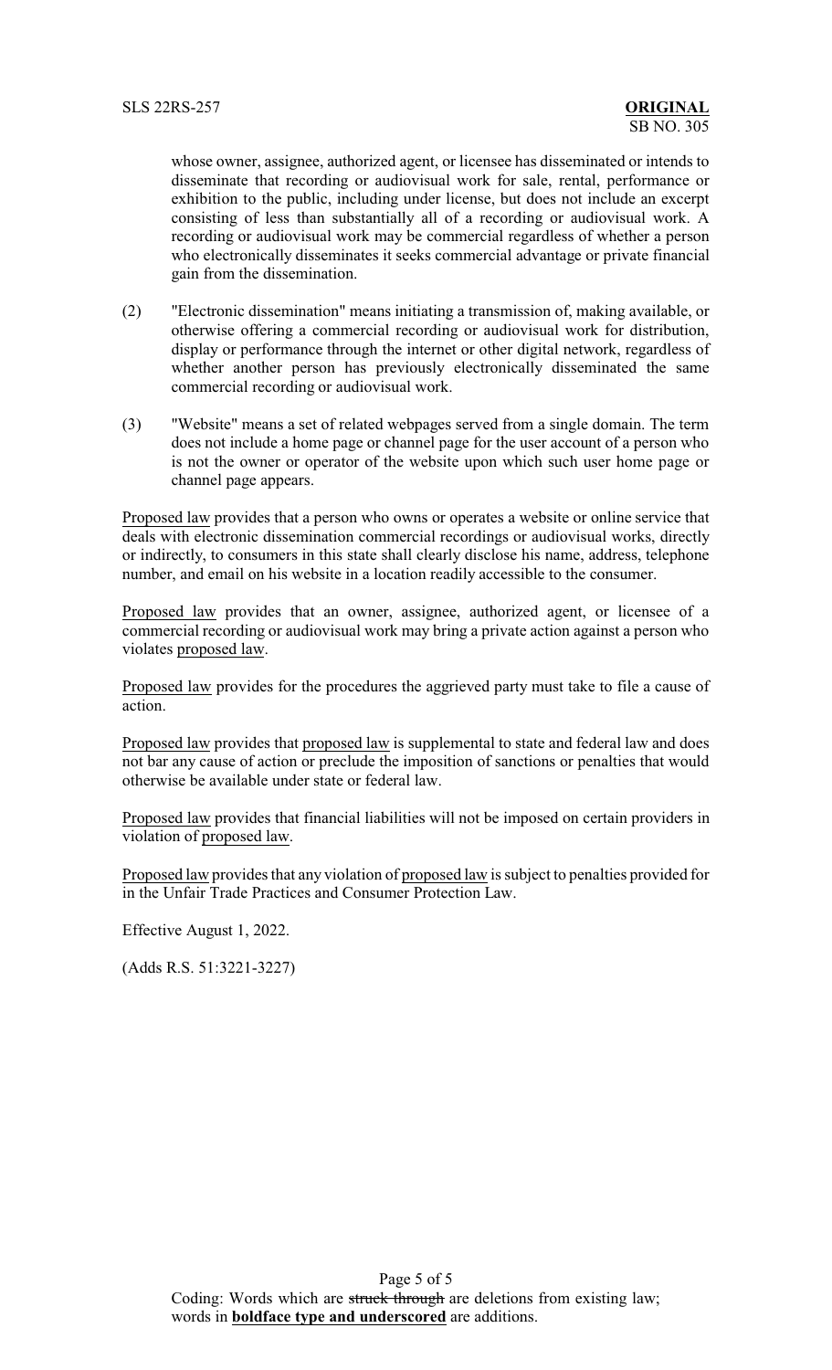whose owner, assignee, authorized agent, or licensee has disseminated or intends to disseminate that recording or audiovisual work for sale, rental, performance or exhibition to the public, including under license, but does not include an excerpt consisting of less than substantially all of a recording or audiovisual work. A recording or audiovisual work may be commercial regardless of whether a person who electronically disseminates it seeks commercial advantage or private financial gain from the dissemination.

(2) "Electronic dissemination" means initiating a transmission of, making available, or otherwise offering a commercial recording or audiovisual work for distribution, display or performance through the internet or other digital network, regardless of whether another person has previously electronically disseminated the same commercial recording or audiovisual work.

(3) "Website" means a set of related webpages served from a single domain. The term does not include a home page or channel page for the user account of a person who is not the owner or operator of the website upon which such user home page or channel page appears.

Proposed law provides that a person who owns or operates a website or online service that deals with electronic dissemination commercial recordings or audiovisual works, directly or indirectly, to consumers in this state shall clearly disclose his name, address, telephone number, and email on his website in a location readily accessible to the consumer.

Proposed law provides that an owner, assignee, authorized agent, or licensee of a commercial recording or audiovisual work may bring a private action against a person who violates proposed law.

Proposed law provides for the procedures the aggrieved party must take to file a cause of action.

Proposed law provides that proposed law is supplemental to state and federal law and does not bar any cause of action or preclude the imposition of sanctions or penalties that would otherwise be available under state or federal law.

Proposed law provides that financial liabilities will not be imposed on certain providers in violation of proposed law.

Proposed law provides that any violation of proposed law is subject to penalties provided for in the Unfair Trade Practices and Consumer Protection Law.

Effective August 1, 2022.

(Adds R.S. 51:3221-3227)

Coding: Words which are ~~struck through~~ are deletions from existing law; words in **boldface type and underscored** are additions.